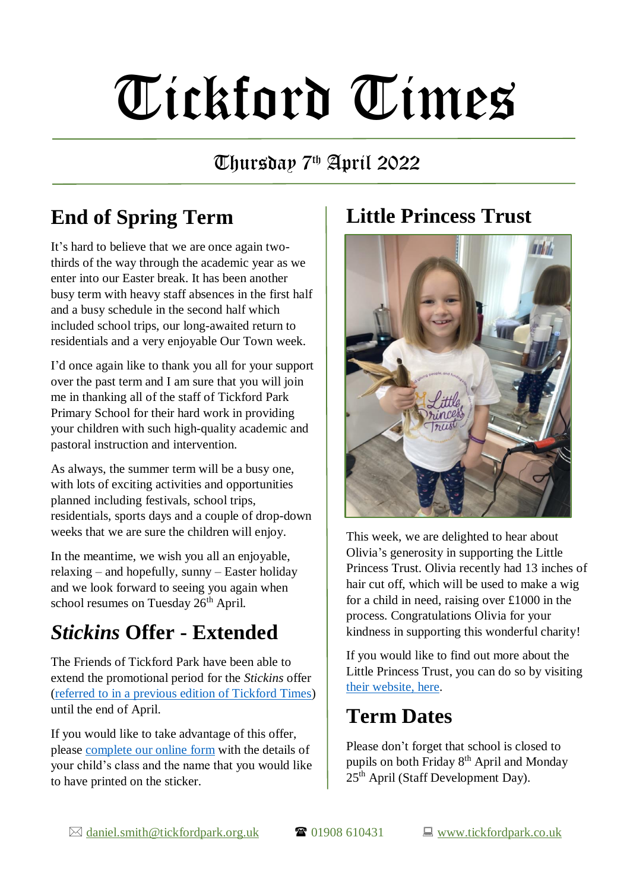# Tickford Times

Thursday 7th April 2022

## End of Spring Term

It's hard to believe that we are once again two-thirds of the way through the academic year as we enter into our Easter break. It has been another busy term with heavy staff absences in the first half and a busy schedule in the second half which included school trips, our long-awaited return to residentials and a very enjoyable Our Town week.

I'd once again like to thank you all for your support over the past term and I am sure that you will join me in thanking all of the staff of Tickford Park Primary School for their hard work in providing your children with such high-quality academic and pastoral instruction and intervention.

As always, the summer term will be a busy one, with lots of exciting activities and opportunities planned including festivals, school trips, residentials, sports days and a couple of drop-down weeks that we are sure the children will enjoy.

In the meantime, we wish you all an enjoyable, relaxing – and hopefully, sunny – Easter holiday and we look forward to seeing you again when school resumes on Tuesday 26th April.

## *Stickins* Offer - Extended

The Friends of Tickford Park have been able to extend the promotional period for the *Stickins* offer (referred to in a previous edition of Tickford Times) until the end of April.

If you would like to take advantage of this offer, please complete our online form with the details of your child's class and the name that you would like to have printed on the sticker.

## Little Princess Trust

This week, we are delighted to hear about Olivia's generosity in supporting the Little Princess Trust. Olivia recently had 13 inches of hair cut off, which will be used to make a wig for a child in need, raising over £1000 in the process. Congratulations Olivia for your kindness in supporting this wonderful charity!

If you would like to find out more about the Little Princess Trust, you can do so by visiting their website, here.

## Term Dates

Please don't forget that school is closed to pupils on both Friday 8th April and Monday 25th April (Staff Development Day).

daniel.smith@tickfordpark.org.uk   01908 610431   www.tickfordpark.co.uk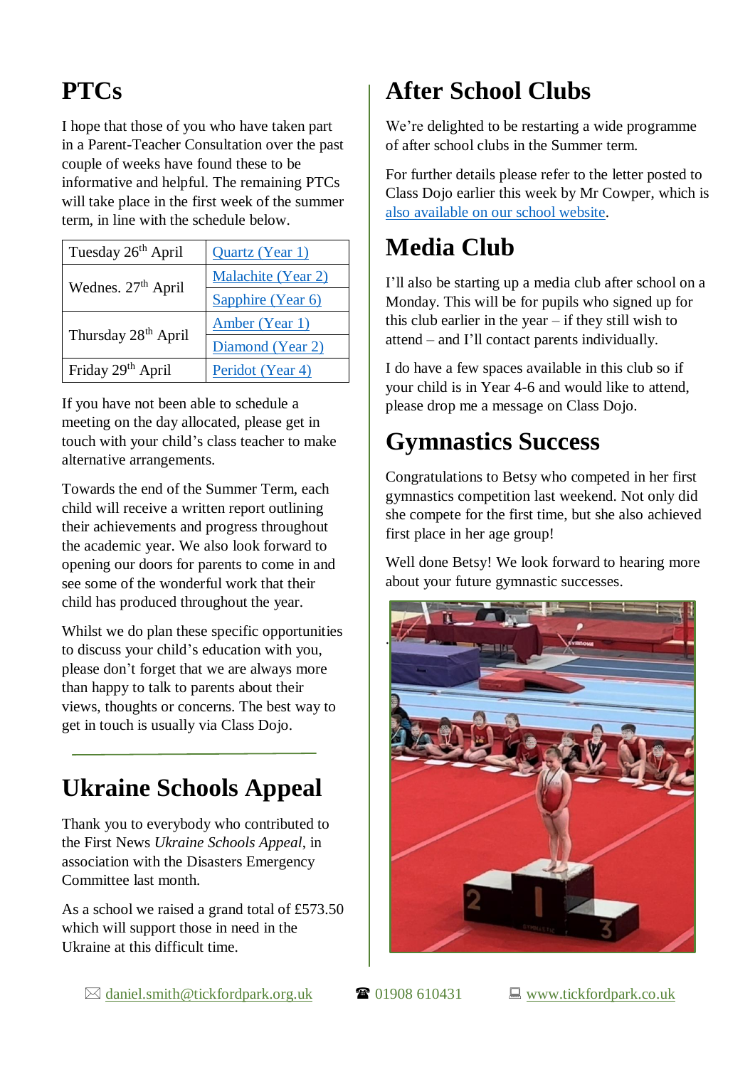# PTCs

I hope that those of you who have taken part in a Parent-Teacher Consultation over the past couple of weeks have found these to be informative and helpful. The remaining PTCs will take place in the first week of the summer term, in line with the schedule below.

| | |
|---|---|
| Tuesday 26th April | Quartz (Year 1) |
| Wednes. 27th April | Malachite (Year 2) |
| | Sapphire (Year 6) |
| Thursday 28th April | Amber (Year 1) |
| | Diamond (Year 2) |
| Friday 29th April | Peridot (Year 4) |

If you have not been able to schedule a meeting on the day allocated, please get in touch with your child's class teacher to make alternative arrangements.

Towards the end of the Summer Term, each child will receive a written report outlining their achievements and progress throughout the academic year. We also look forward to opening our doors for parents to come in and see some of the wonderful work that their child has produced throughout the year.

Whilst we do plan these specific opportunities to discuss your child's education with you, please don't forget that we are always more than happy to talk to parents about their views, thoughts or concerns. The best way to get in touch is usually via Class Dojo.

# Ukraine Schools Appeal

Thank you to everybody who contributed to the First News *Ukraine Schools Appeal*, in association with the Disasters Emergency Committee last month.

As a school we raised a grand total of £573.50 which will support those in need in the Ukraine at this difficult time.

# After School Clubs

We're delighted to be restarting a wide programme of after school clubs in the Summer term.

For further details please refer to the letter posted to Class Dojo earlier this week by Mr Cowper, which is also available on our school website.

# Media Club

I'll also be starting up a media club after school on a Monday. This will be for pupils who signed up for this club earlier in the year – if they still wish to attend – and I'll contact parents individually.

I do have a few spaces available in this club so if your child is in Year 4-6 and would like to attend, please drop me a message on Class Dojo.

# Gymnastics Success

Congratulations to Betsy who competed in her first gymnastics competition last weekend. Not only did she compete for the first time, but she also achieved first place in her age group!

Well done Betsy! We look forward to hearing more about your future gymnastic successes.

✉ daniel.smith@tickfordpark.org.uk ☎ 01908 610431 💻 www.tickfordpark.co.uk